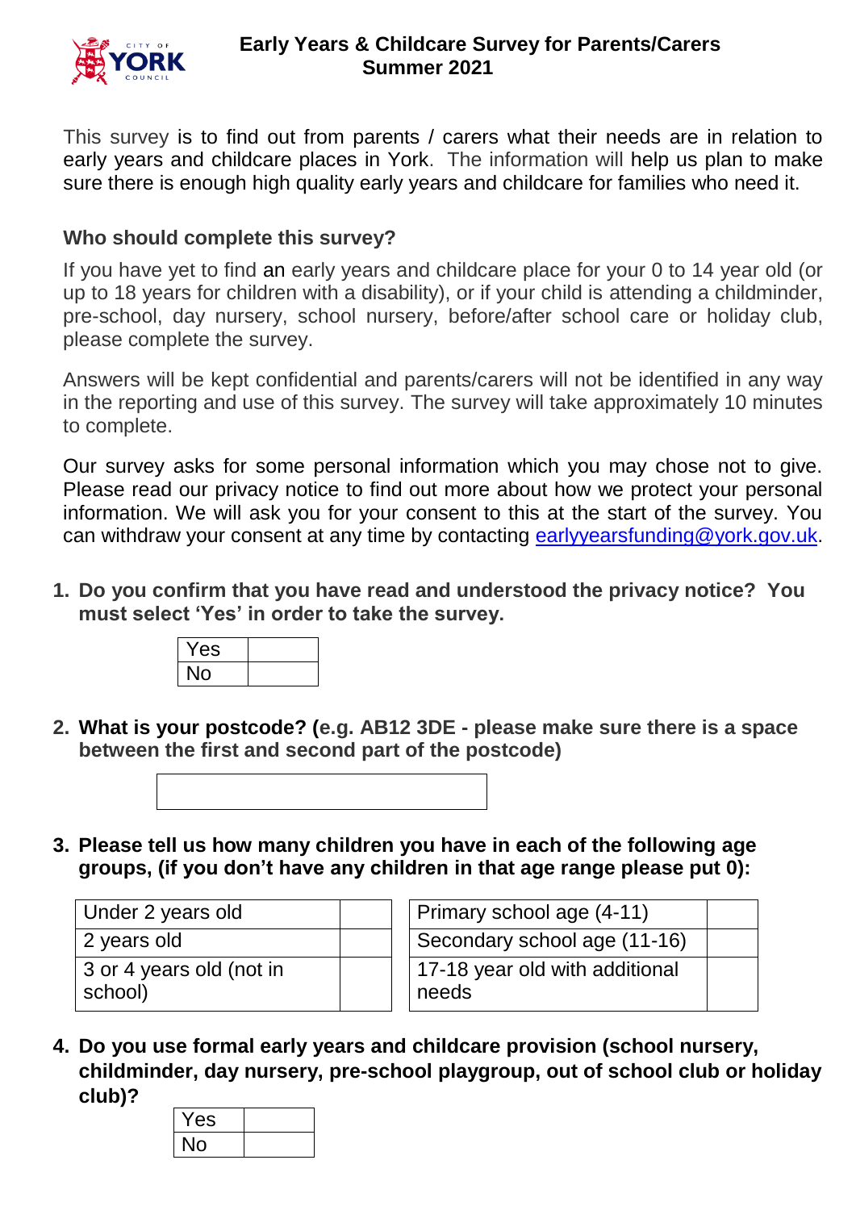# Early Years & Childcare Survey for Parents/Carers Summer 2021

This survey is to find out from parents / carers what their needs are in relation to early years and childcare places in York. The information will help us plan to make sure there is enough high quality early years and childcare for families who need it.

## Who should complete this survey?

If you have yet to find an early years and childcare place for your 0 to 14 year old (or up to 18 years for children with a disability), or if your child is attending a childminder, pre-school, day nursery, school nursery, before/after school care or holiday club, please complete the survey.

Answers will be kept confidential and parents/carers will not be identified in any way in the reporting and use of this survey. The survey will take approximately 10 minutes to complete.

Our survey asks for some personal information which you may chose not to give. Please read our privacy notice to find out more about how we protect your personal information. We will ask you for your consent to this at the start of the survey. You can withdraw your consent at any time by contacting earlyyearsfunding@york.gov.uk.

1. **Do you confirm that you have read and understood the privacy notice? You must select 'Yes' in order to take the survey.**

| Yes | |
|---|---|
| No | |

2. **What is your postcode? (e.g. AB12 3DE - please make sure there is a space between the first and second part of the postcode)**

| |
|---|

3. **Please tell us how many children you have in each of the following age groups, (if you don't have any children in that age range please put 0):**

| Under 2 years old | |
|---|---|
| 2 years old | |
| 3 or 4 years old (not in school) | |

| Primary school age (4-11) | |
|---|---|
| Secondary school age (11-16) | |
| 17-18 year old with additional needs | |

4. **Do you use formal early years and childcare provision (school nursery, childminder, day nursery, pre-school playgroup, out of school club or holiday club)?**

| Yes | |
|---|---|
| No | |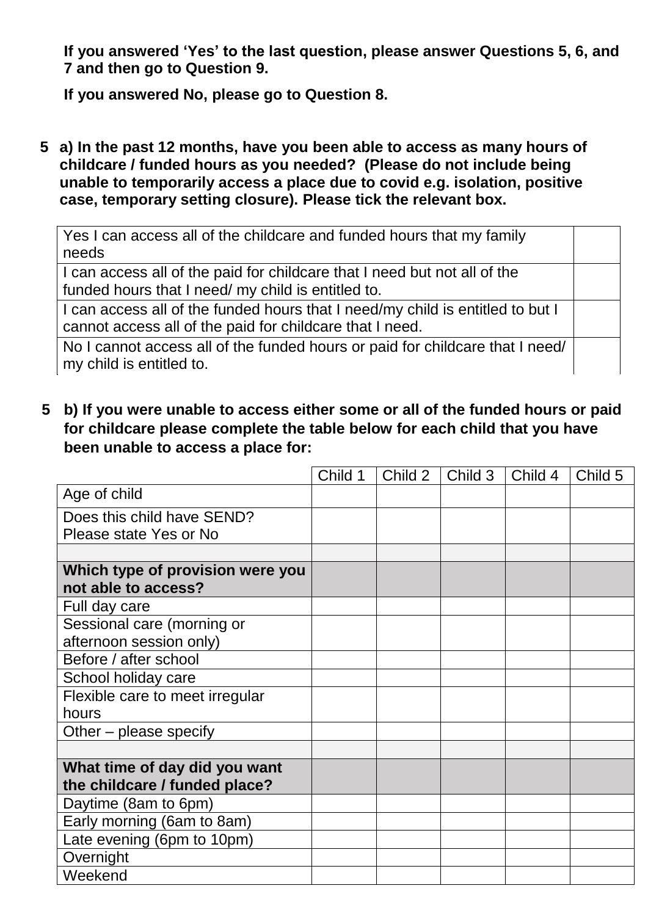**If you answered 'Yes' to the last question, please answer Questions 5, 6, and 7 and then go to Question 9.**

**If you answered No, please go to Question 8.**

**5 a) In the past 12 months, have you been able to access as many hours of childcare / funded hours as you needed? (Please do not include being unable to temporarily access a place due to covid e.g. isolation, positive case, temporary setting closure). Please tick the relevant box.**

| | |
|---|---|
| Yes I can access all of the childcare and funded hours that my family needs | |
| I can access all of the paid for childcare that I need but not all of the funded hours that I need/ my child is entitled to. | |
| I can access all of the funded hours that I need/my child is entitled to but I cannot access all of the paid for childcare that I need. | |
| No I cannot access all of the funded hours or paid for childcare that I need/ my child is entitled to. | |

**5 b) If you were unable to access either some or all of the funded hours or paid for childcare please complete the table below for each child that you have been unable to access a place for:**

| | Child 1 | Child 2 | Child 3 | Child 4 | Child 5 |
|---|---|---|---|---|---|
| Age of child | | | | | |
| Does this child have SEND? Please state Yes or No | | | | | |
| | | | | | |
| **Which type of provision were you not able to access?** | | | | | |
| Full day care | | | | | |
| Sessional care (morning or afternoon session only) | | | | | |
| Before / after school | | | | | |
| School holiday care | | | | | |
| Flexible care to meet irregular hours | | | | | |
| Other – please specify | | | | | |
| | | | | | |
| **What time of day did you want the childcare / funded place?** | | | | | |
| Daytime (8am to 6pm) | | | | | |
| Early morning (6am to 8am) | | | | | |
| Late evening (6pm to 10pm) | | | | | |
| Overnight | | | | | |
| Weekend | | | | | |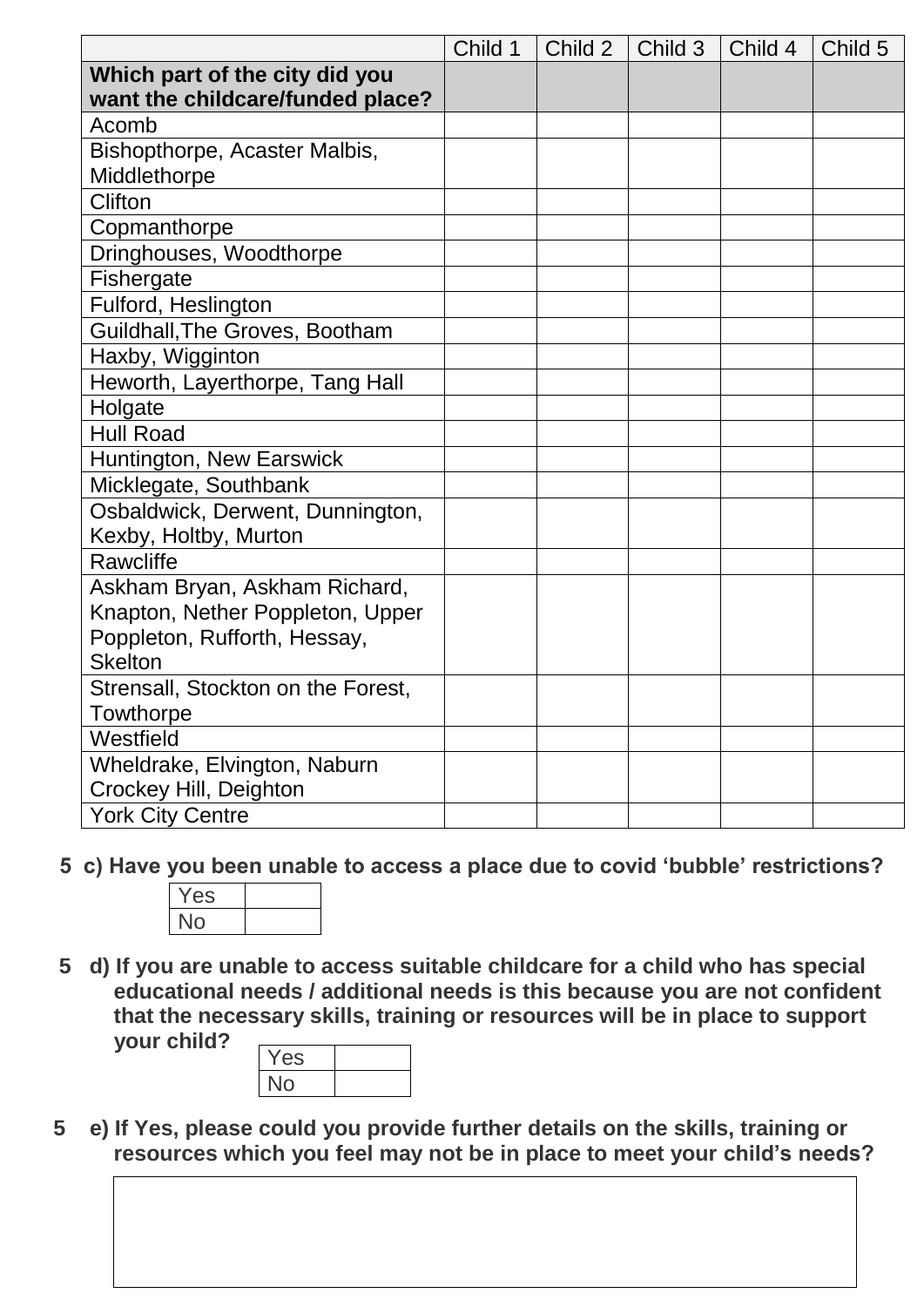| | Child 1 | Child 2 | Child 3 | Child 4 | Child 5 |
|---|---|---|---|---|---|
| **Which part of the city did you want the childcare/funded place?** | | | | | |
| Acomb | | | | | |
| Bishopthorpe, Acaster Malbis, Middlethorpe | | | | | |
| Clifton | | | | | |
| Copmanthorpe | | | | | |
| Dringhouses, Woodthorpe | | | | | |
| Fishergate | | | | | |
| Fulford, Heslington | | | | | |
| Guildhall,The Groves, Bootham | | | | | |
| Haxby, Wigginton | | | | | |
| Heworth, Layerthorpe, Tang Hall | | | | | |
| Holgate | | | | | |
| Hull Road | | | | | |
| Huntington, New Earswick | | | | | |
| Micklegate, Southbank | | | | | |
| Osbaldwick, Derwent, Dunnington, Kexby, Holtby, Murton | | | | | |
| Rawcliffe | | | | | |
| Askham Bryan, Askham Richard, Knapton, Nether Poppleton, Upper Poppleton, Rufforth, Hessay, Skelton | | | | | |
| Strensall, Stockton on the Forest, Towthorpe | | | | | |
| Westfield | | | | | |
| Wheldrake, Elvington, Naburn Crockey Hill, Deighton | | | | | |
| York City Centre | | | | | |

**5 c) Have you been unable to access a place due to covid 'bubble' restrictions?**

| Yes | |
|---|---|
| No | |

**5 d) If you are unable to access suitable childcare for a child who has special educational needs / additional needs is this because you are not confident that the necessary skills, training or resources will be in place to support your child?**

| Yes | |
|---|---|
| No | |

**5 e) If Yes, please could you provide further details on the skills, training or resources which you feel may not be in place to meet your child's needs?**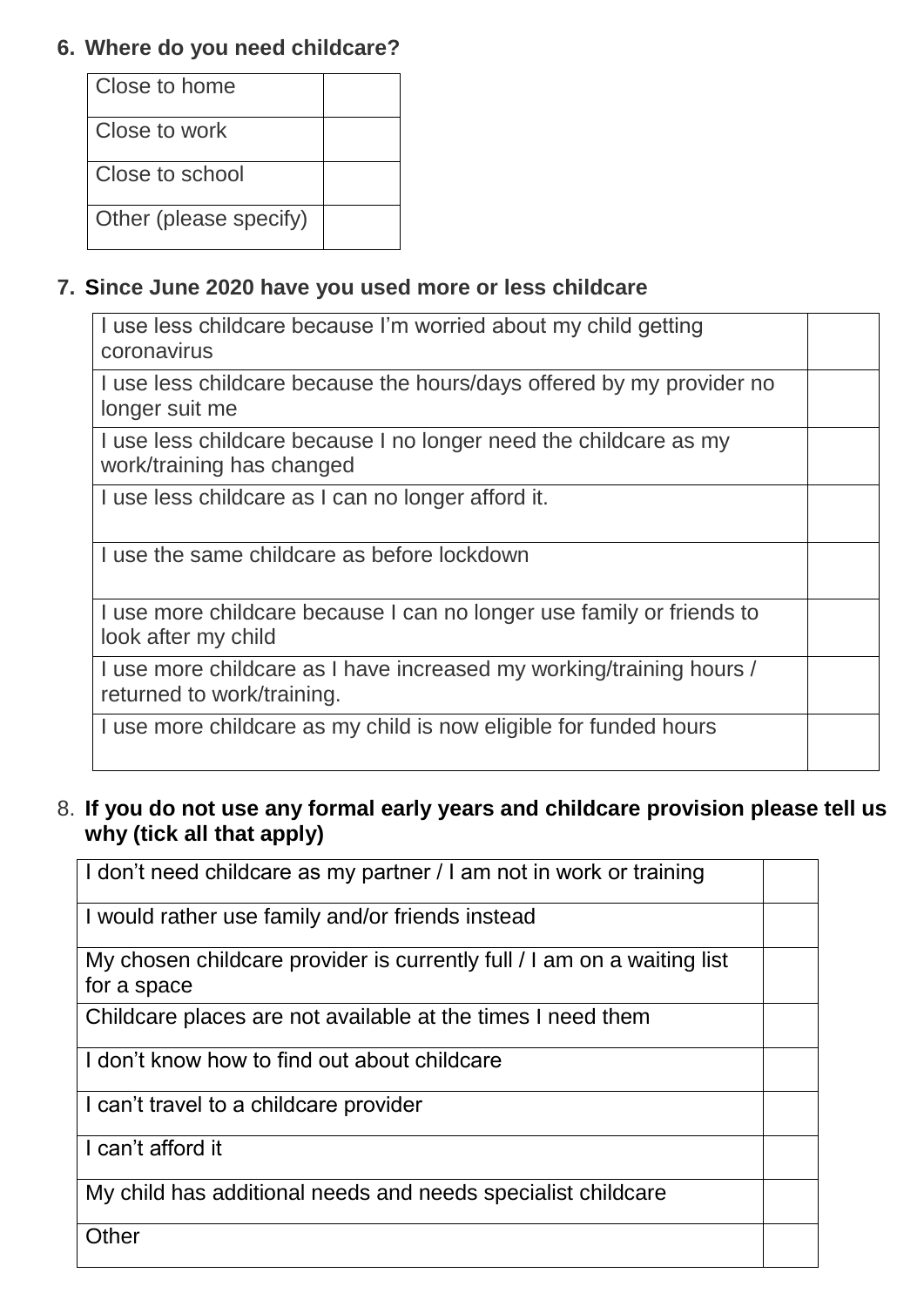6. **Where do you need childcare?**

| | |
|---|---|
| Close to home | |
| Close to work | |
| Close to school | |
| Other (please specify) | |

7. **Since June 2020 have you used more or less childcare**

| | |
|---|---|
| I use less childcare because I'm worried about my child getting coronavirus | |
| I use less childcare because the hours/days offered by my provider no longer suit me | |
| I use less childcare because I no longer need the childcare as my work/training has changed | |
| I use less childcare as I can no longer afford it. | |
| I use the same childcare as before lockdown | |
| I use more childcare because I can no longer use family or friends to look after my child | |
| I use more childcare as I have increased my working/training hours / returned to work/training. | |
| I use more childcare as my child is now eligible for funded hours | |

8. **If you do not use any formal early years and childcare provision please tell us why (tick all that apply)**

| | |
|---|---|
| I don't need childcare as my partner / I am not in work or training | |
| I would rather use family and/or friends instead | |
| My chosen childcare provider is currently full / I am on a waiting list for a space | |
| Childcare places are not available at the times I need them | |
| I don't know how to find out about childcare | |
| I can't travel to a childcare provider | |
| I can't afford it | |
| My child has additional needs and needs specialist childcare | |
| Other | |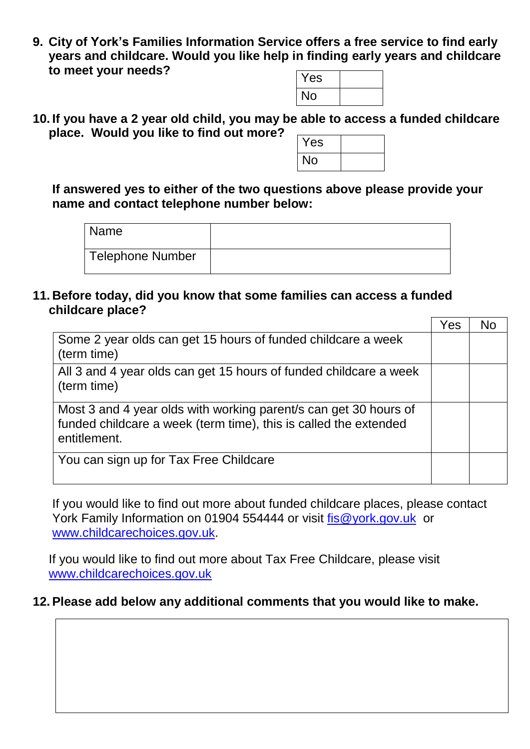**9. City of York's Families Information Service offers a free service to find early years and childcare. Would you like help in finding early years and childcare to meet your needs?**

| | |
|---|---|
| Yes | |
| No | |

**10. If you have a 2 year old child, you may be able to access a funded childcare place. Would you like to find out more?**

| | |
|---|---|
| Yes | |
| No | |

**If answered yes to either of the two questions above please provide your name and contact telephone number below:**

| | |
|---|---|
| Name | |
| Telephone Number | |

**11. Before today, did you know that some families can access a funded childcare place?**

| | Yes | No |
|---|---|---|
| Some 2 year olds can get 15 hours of funded childcare a week (term time) | | |
| All 3 and 4 year olds can get 15 hours of funded childcare a week (term time) | | |
| Most 3 and 4 year olds with working parent/s can get 30 hours of funded childcare a week (term time), this is called the extended entitlement. | | |
| You can sign up for Tax Free Childcare | | |

If you would like to find out more about funded childcare places, please contact York Family Information on 01904 554444 or visit fis@york.gov.uk or www.childcarechoices.gov.uk.

If you would like to find out more about Tax Free Childcare, please visit www.childcarechoices.gov.uk

**12. Please add below any additional comments that you would like to make.**